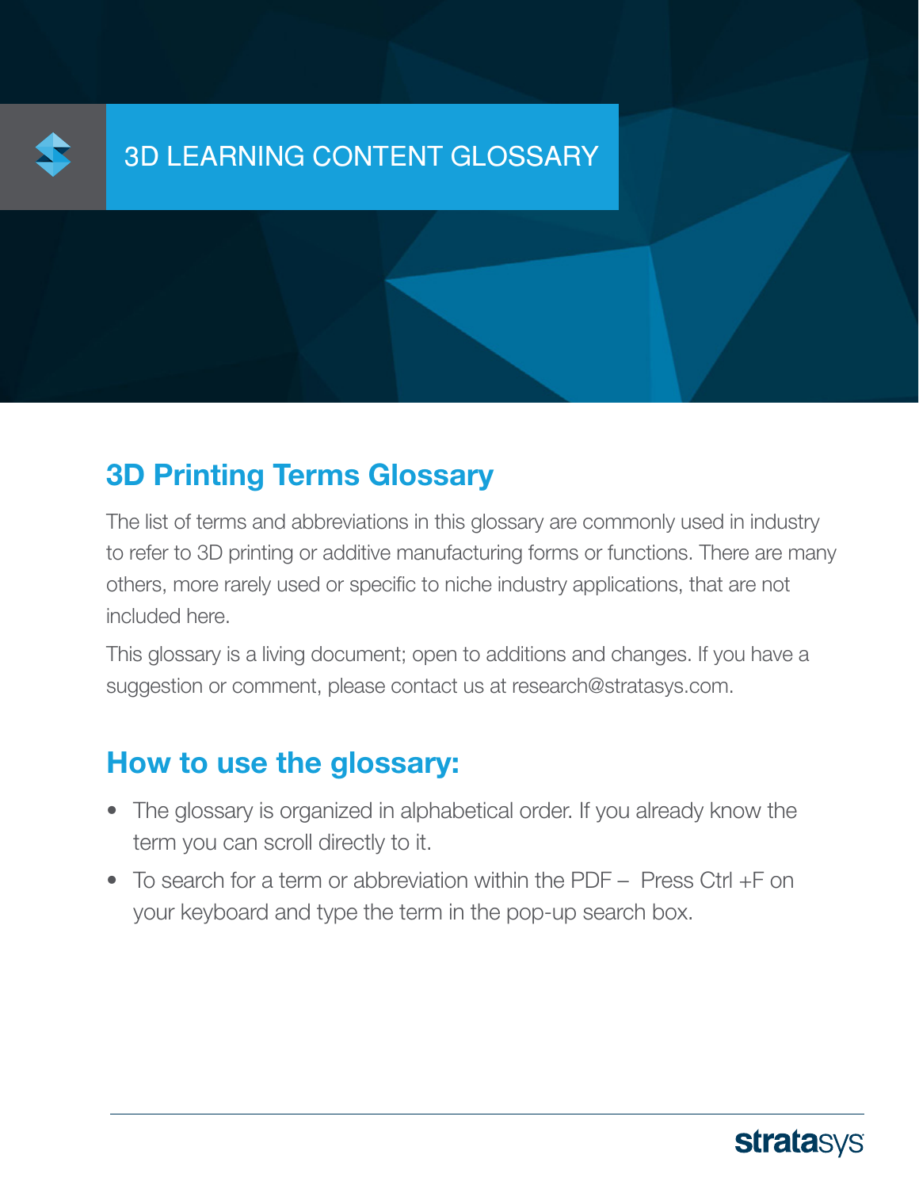# 3D LEARNING CONTENT GLOSSARY

## 3D Printing Terms Glossary

The list of terms and abbreviations in this glossary are commonly used in industry to refer to 3D printing or additive manufacturing forms or functions. There are many others, more rarely used or specific to niche industry applications, that are not included here.

This glossary is a living document; open to additions and changes. If you have a suggestion or comment, please contact us at research@stratasys.com.

## How to use the glossary:

- The glossary is organized in alphabetical order. If you already know the term you can scroll directly to it.
- To search for a term or abbreviation within the PDF – Press Ctrl +F on your keyboard and type the term in the pop-up search box.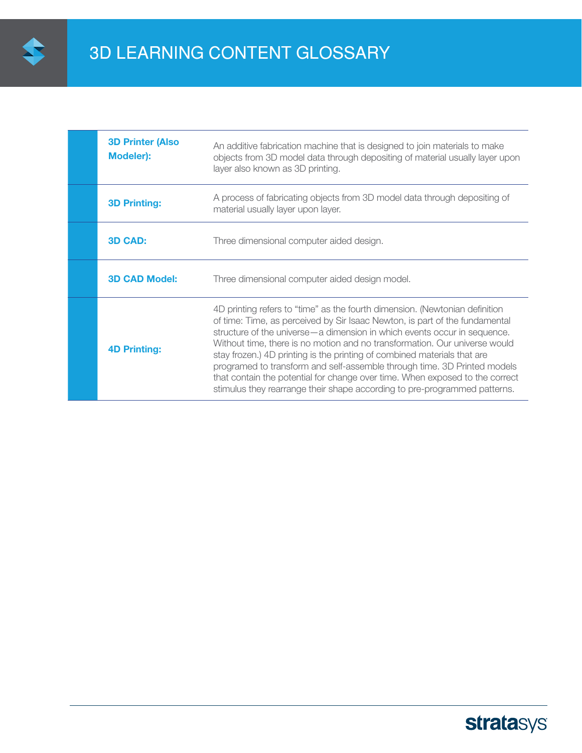# 3D LEARNING CONTENT GLOSSARY

| Term | Definition |
| --- | --- |
| **3D Printer (Also Modeler):** | An additive fabrication machine that is designed to join materials to make objects from 3D model data through depositing of material usually layer upon layer also known as 3D printing. |
| **3D Printing:** | A process of fabricating objects from 3D model data through depositing of material usually layer upon layer. |
| **3D CAD:** | Three dimensional computer aided design. |
| **3D CAD Model:** | Three dimensional computer aided design model. |
| **4D Printing:** | 4D printing refers to "time" as the fourth dimension. (Newtonian definition of time: Time, as perceived by Sir Isaac Newton, is part of the fundamental structure of the universe—a dimension in which events occur in sequence. Without time, there is no motion and no transformation. Our universe would stay frozen.) 4D printing is the printing of combined materials that are programed to transform and self-assemble through time. 3D Printed models that contain the potential for change over time. When exposed to the correct stimulus they rearrange their shape according to pre-programmed patterns. |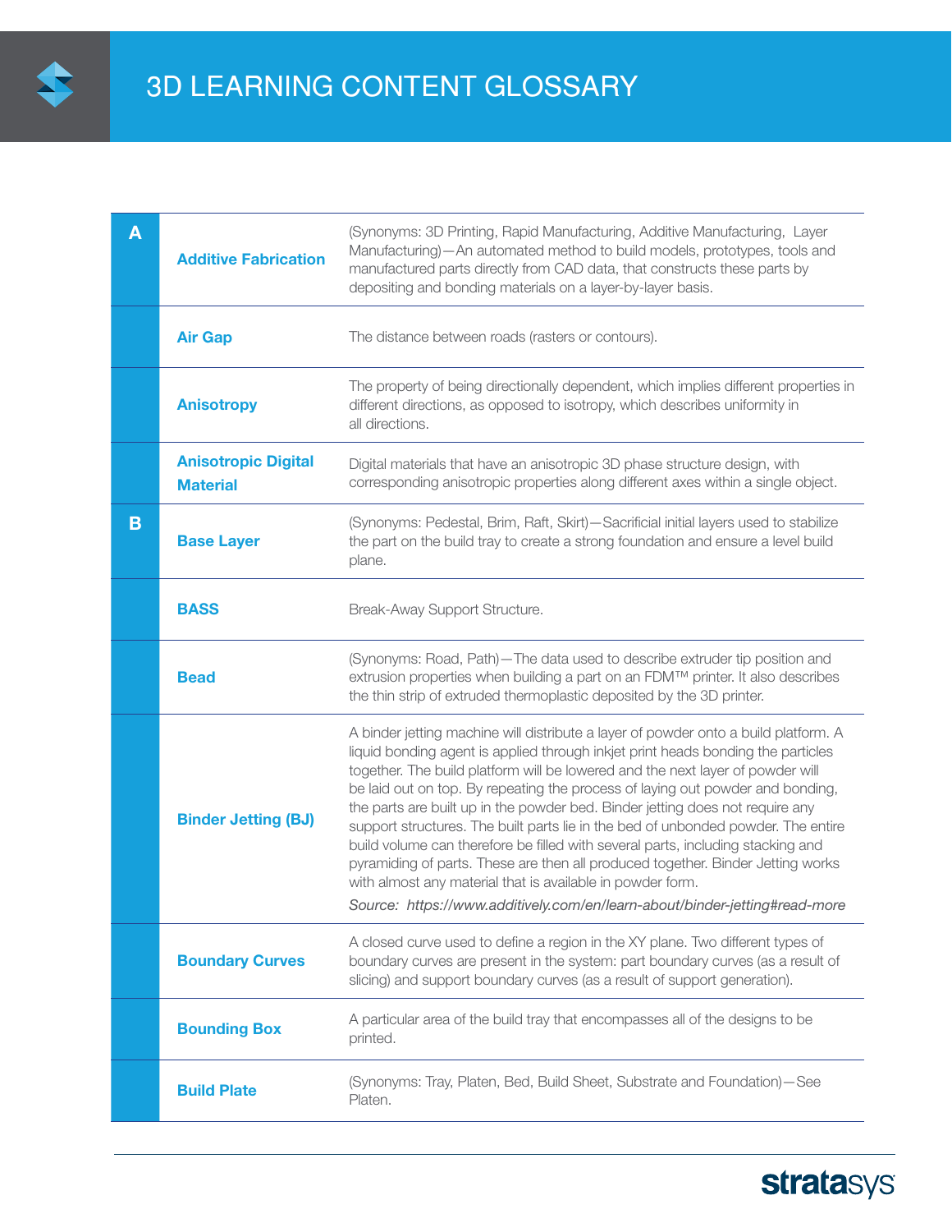# 3D LEARNING CONTENT GLOSSARY

| | Term | Definition |
|---|---|---|
| **A** | **Additive Fabrication** | (Synonyms: 3D Printing, Rapid Manufacturing, Additive Manufacturing, Layer Manufacturing)—An automated method to build models, prototypes, tools and manufactured parts directly from CAD data, that constructs these parts by depositing and bonding materials on a layer-by-layer basis. |
| | **Air Gap** | The distance between roads (rasters or contours). |
| | **Anisotropy** | The property of being directionally dependent, which implies different properties in different directions, as opposed to isotropy, which describes uniformity in all directions. |
| | **Anisotropic Digital Material** | Digital materials that have an anisotropic 3D phase structure design, with corresponding anisotropic properties along different axes within a single object. |
| **B** | **Base Layer** | (Synonyms: Pedestal, Brim, Raft, Skirt)—Sacrificial initial layers used to stabilize the part on the build tray to create a strong foundation and ensure a level build plane. |
| | **BASS** | Break-Away Support Structure. |
| | **Bead** | (Synonyms: Road, Path)—The data used to describe extruder tip position and extrusion properties when building a part on an FDM™ printer. It also describes the thin strip of extruded thermoplastic deposited by the 3D printer. |
| | **Binder Jetting (BJ)** | A binder jetting machine will distribute a layer of powder onto a build platform. A liquid bonding agent is applied through inkjet print heads bonding the particles together. The build platform will be lowered and the next layer of powder will be laid out on top. By repeating the process of laying out powder and bonding, the parts are built up in the powder bed. Binder jetting does not require any support structures. The built parts lie in the bed of unbonded powder. The entire build volume can therefore be filled with several parts, including stacking and pyramiding of parts. These are then all produced together. Binder Jetting works with almost any material that is available in powder form. *Source: https://www.additively.com/en/learn-about/binder-jetting#read-more* |
| | **Boundary Curves** | A closed curve used to define a region in the XY plane. Two different types of boundary curves are present in the system: part boundary curves (as a result of slicing) and support boundary curves (as a result of support generation). |
| | **Bounding Box** | A particular area of the build tray that encompasses all of the designs to be printed. |
| | **Build Plate** | (Synonyms: Tray, Platen, Bed, Build Sheet, Substrate and Foundation)—See Platen. |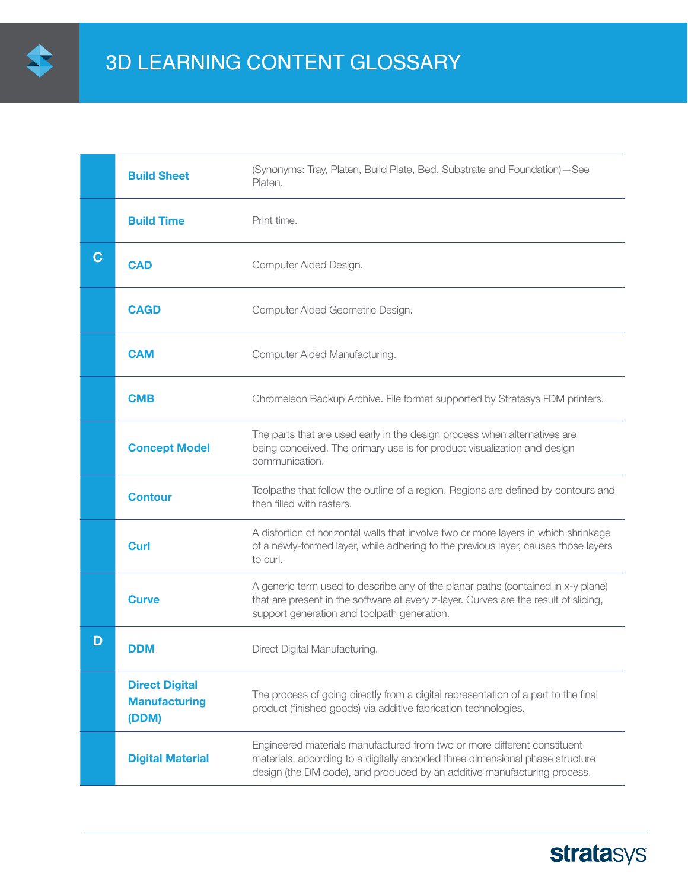# 3D LEARNING CONTENT GLOSSARY

| | Term | Definition |
|---|---|---|
| | **Build Sheet** | (Synonyms: Tray, Platen, Build Plate, Bed, Substrate and Foundation)—See Platen. |
| | **Build Time** | Print time. |
| **C** | **CAD** | Computer Aided Design. |
| | **CAGD** | Computer Aided Geometric Design. |
| | **CAM** | Computer Aided Manufacturing. |
| | **CMB** | Chromeleon Backup Archive. File format supported by Stratasys FDM printers. |
| | **Concept Model** | The parts that are used early in the design process when alternatives are being conceived. The primary use is for product visualization and design communication. |
| | **Contour** | Toolpaths that follow the outline of a region. Regions are defined by contours and then filled with rasters. |
| | **Curl** | A distortion of horizontal walls that involve two or more layers in which shrinkage of a newly-formed layer, while adhering to the previous layer, causes those layers to curl. |
| | **Curve** | A generic term used to describe any of the planar paths (contained in x-y plane) that are present in the software at every z-layer. Curves are the result of slicing, support generation and toolpath generation. |
| **D** | **DDM** | Direct Digital Manufacturing. |
| | **Direct Digital Manufacturing (DDM)** | The process of going directly from a digital representation of a part to the final product (finished goods) via additive fabrication technologies. |
| | **Digital Material** | Engineered materials manufactured from two or more different constituent materials, according to a digitally encoded three dimensional phase structure design (the DM code), and produced by an additive manufacturing process. |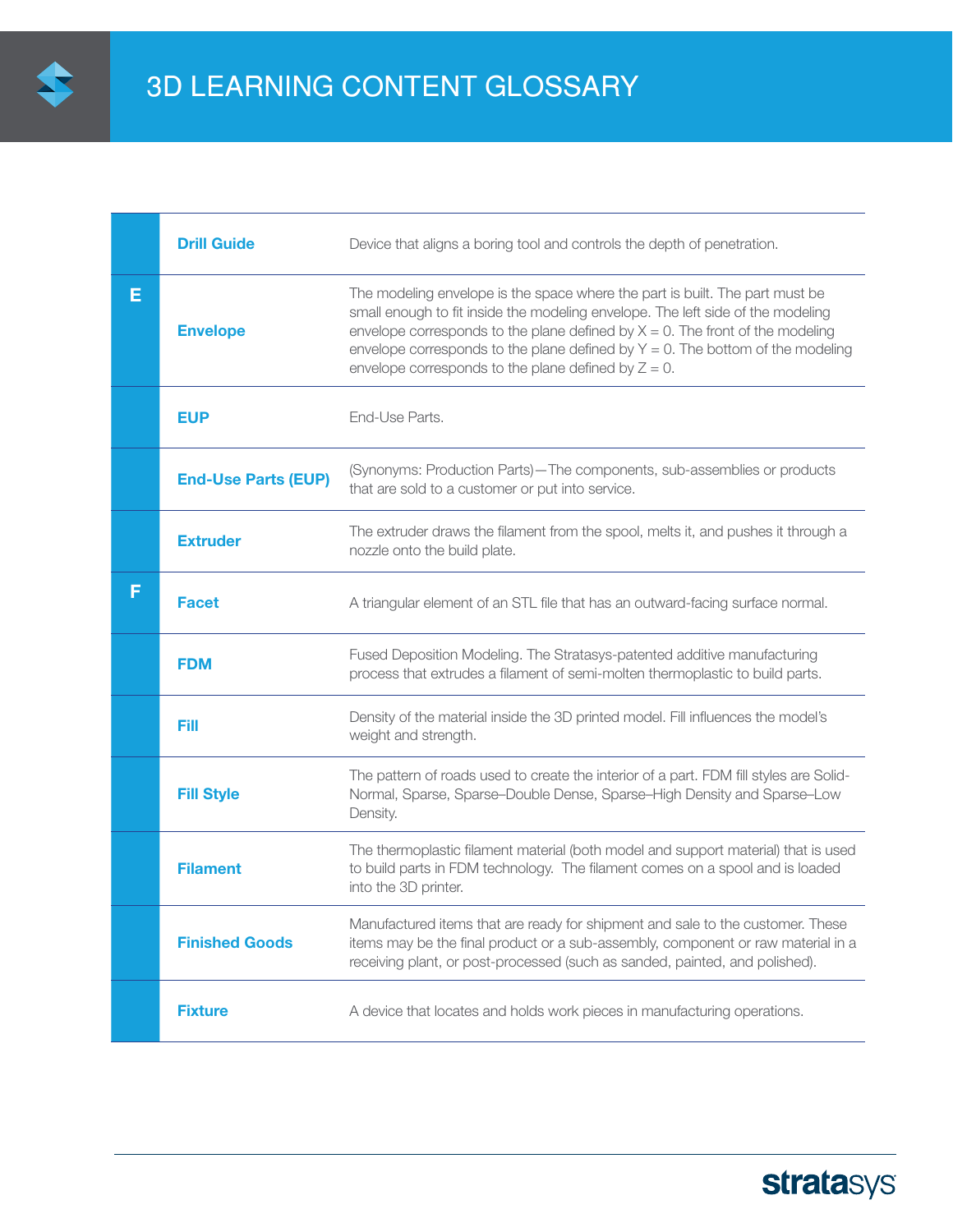# 3D LEARNING CONTENT GLOSSARY

| | Term | Definition |
|---|---|---|
| | **Drill Guide** | Device that aligns a boring tool and controls the depth of penetration. |
| **E** | **Envelope** | The modeling envelope is the space where the part is built. The part must be small enough to fit inside the modeling envelope. The left side of the modeling envelope corresponds to the plane defined by X = 0. The front of the modeling envelope corresponds to the plane defined by Y = 0. The bottom of the modeling envelope corresponds to the plane defined by Z = 0. |
| | **EUP** | End-Use Parts. |
| | **End-Use Parts (EUP)** | (Synonyms: Production Parts)—The components, sub-assemblies or products that are sold to a customer or put into service. |
| | **Extruder** | The extruder draws the filament from the spool, melts it, and pushes it through a nozzle onto the build plate. |
| **F** | **Facet** | A triangular element of an STL file that has an outward-facing surface normal. |
| | **FDM** | Fused Deposition Modeling. The Stratasys-patented additive manufacturing process that extrudes a filament of semi-molten thermoplastic to build parts. |
| | **Fill** | Density of the material inside the 3D printed model. Fill influences the model's weight and strength. |
| | **Fill Style** | The pattern of roads used to create the interior of a part. FDM fill styles are Solid-Normal, Sparse, Sparse–Double Dense, Sparse–High Density and Sparse–Low Density. |
| | **Filament** | The thermoplastic filament material (both model and support material) that is used to build parts in FDM technology. The filament comes on a spool and is loaded into the 3D printer. |
| | **Finished Goods** | Manufactured items that are ready for shipment and sale to the customer. These items may be the final product or a sub-assembly, component or raw material in a receiving plant, or post-processed (such as sanded, painted, and polished). |
| | **Fixture** | A device that locates and holds work pieces in manufacturing operations. |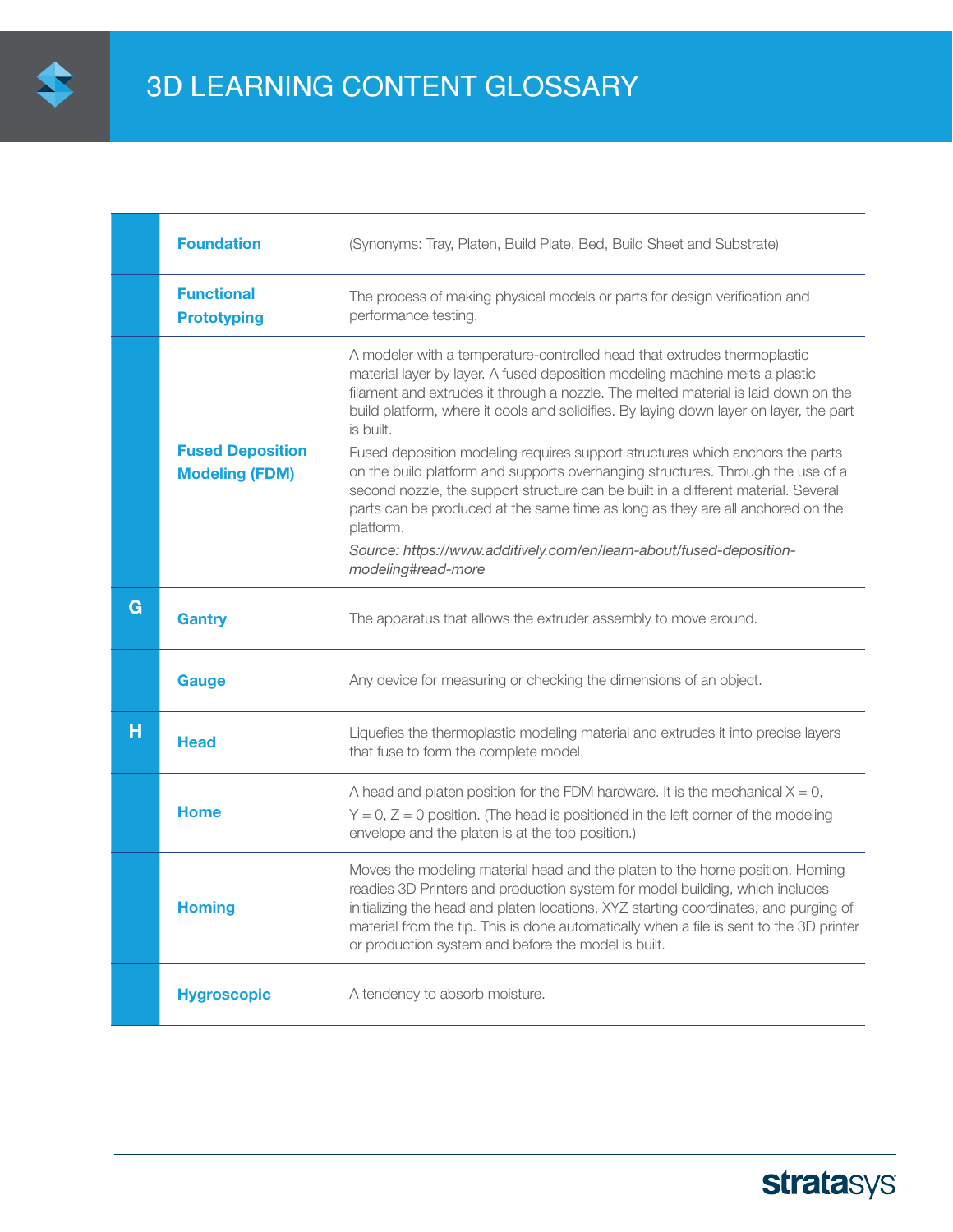# 3D LEARNING CONTENT GLOSSARY

| | Term | Definition |
|---|---|---|
| | **Foundation** | (Synonyms: Tray, Platen, Build Plate, Bed, Build Sheet and Substrate) |
| | **Functional Prototyping** | The process of making physical models or parts for design verification and performance testing. |
| | **Fused Deposition Modeling (FDM)** | A modeler with a temperature-controlled head that extrudes thermoplastic material layer by layer. A fused deposition modeling machine melts a plastic filament and extrudes it through a nozzle. The melted material is laid down on the build platform, where it cools and solidifies. By laying down layer on layer, the part is built.<br><br>Fused deposition modeling requires support structures which anchors the parts on the build platform and supports overhanging structures. Through the use of a second nozzle, the support structure can be built in a different material. Several parts can be produced at the same time as long as they are all anchored on the platform.<br><br>*Source: https://www.additively.com/en/learn-about/fused-deposition-modeling#read-more* |
| **G** | **Gantry** | The apparatus that allows the extruder assembly to move around. |
| | **Gauge** | Any device for measuring or checking the dimensions of an object. |
| **H** | **Head** | Liquefies the thermoplastic modeling material and extrudes it into precise layers that fuse to form the complete model. |
| | **Home** | A head and platen position for the FDM hardware. It is the mechanical X = 0, Y = 0, Z = 0 position. (The head is positioned in the left corner of the modeling envelope and the platen is at the top position.) |
| | **Homing** | Moves the modeling material head and the platen to the home position. Homing readies 3D Printers and production system for model building, which includes initializing the head and platen locations, XYZ starting coordinates, and purging of material from the tip. This is done automatically when a file is sent to the 3D printer or production system and before the model is built. |
| | **Hygroscopic** | A tendency to absorb moisture. |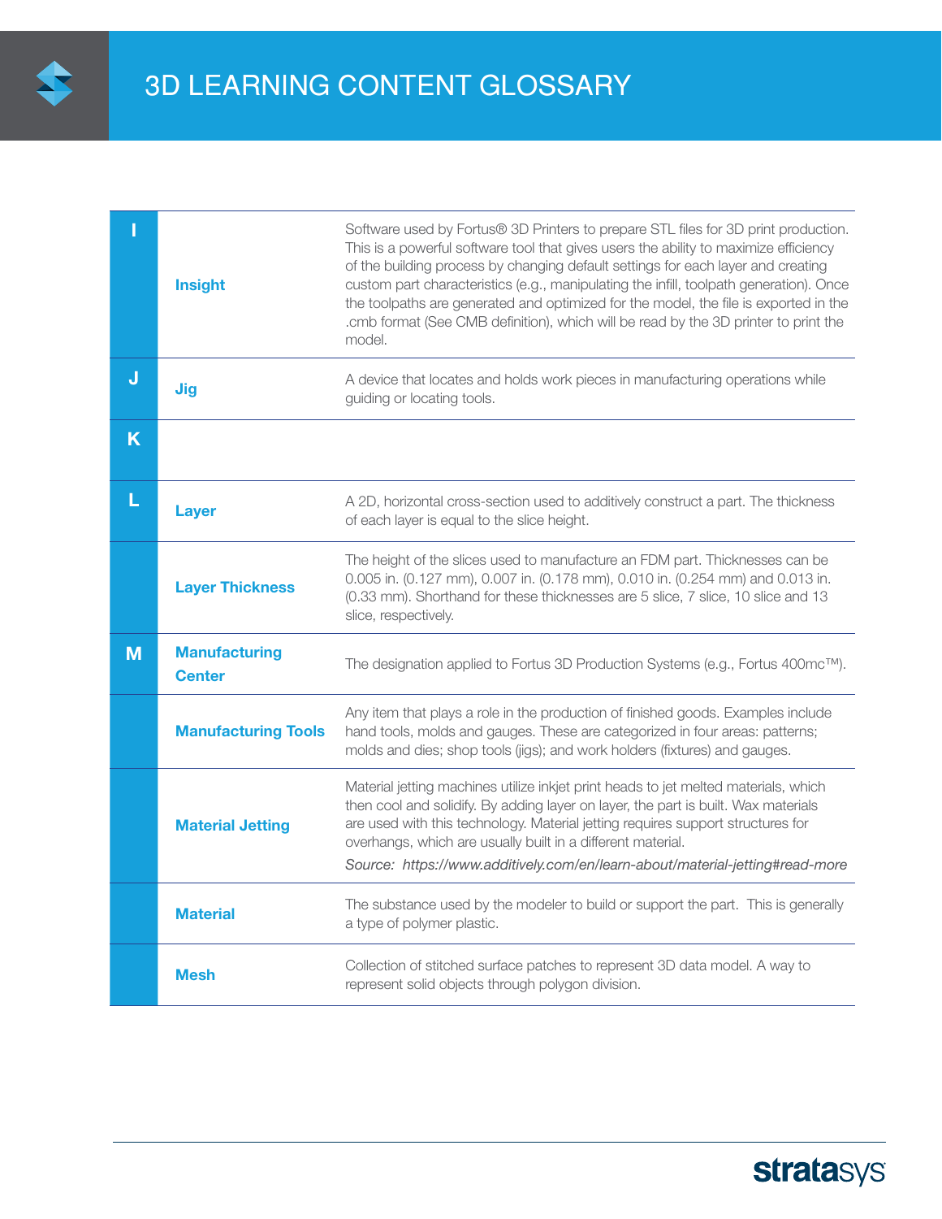# 3D LEARNING CONTENT GLOSSARY

| | Term | Definition |
|---|---|---|
| **I** | **Insight** | Software used by Fortus® 3D Printers to prepare STL files for 3D print production. This is a powerful software tool that gives users the ability to maximize efficiency of the building process by changing default settings for each layer and creating custom part characteristics (e.g., manipulating the infill, toolpath generation). Once the toolpaths are generated and optimized for the model, the file is exported in the .cmb format (See CMB definition), which will be read by the 3D printer to print the model. |
| **J** | **Jig** | A device that locates and holds work pieces in manufacturing operations while guiding or locating tools. |
| **K** | | |
| **L** | **Layer** | A 2D, horizontal cross-section used to additively construct a part. The thickness of each layer is equal to the slice height. |
| | **Layer Thickness** | The height of the slices used to manufacture an FDM part. Thicknesses can be 0.005 in. (0.127 mm), 0.007 in. (0.178 mm), 0.010 in. (0.254 mm) and 0.013 in. (0.33 mm). Shorthand for these thicknesses are 5 slice, 7 slice, 10 slice and 13 slice, respectively. |
| **M** | **Manufacturing Center** | The designation applied to Fortus 3D Production Systems (e.g., Fortus 400mc™). |
| | **Manufacturing Tools** | Any item that plays a role in the production of finished goods. Examples include hand tools, molds and gauges. These are categorized in four areas: patterns; molds and dies; shop tools (jigs); and work holders (fixtures) and gauges. |
| | **Material Jetting** | Material jetting machines utilize inkjet print heads to jet melted materials, which then cool and solidify. By adding layer on layer, the part is built. Wax materials are used with this technology. Material jetting requires support structures for overhangs, which are usually built in a different material. *Source: https://www.additively.com/en/learn-about/material-jetting#read-more* |
| | **Material** | The substance used by the modeler to build or support the part. This is generally a type of polymer plastic. |
| | **Mesh** | Collection of stitched surface patches to represent 3D data model. A way to represent solid objects through polygon division. |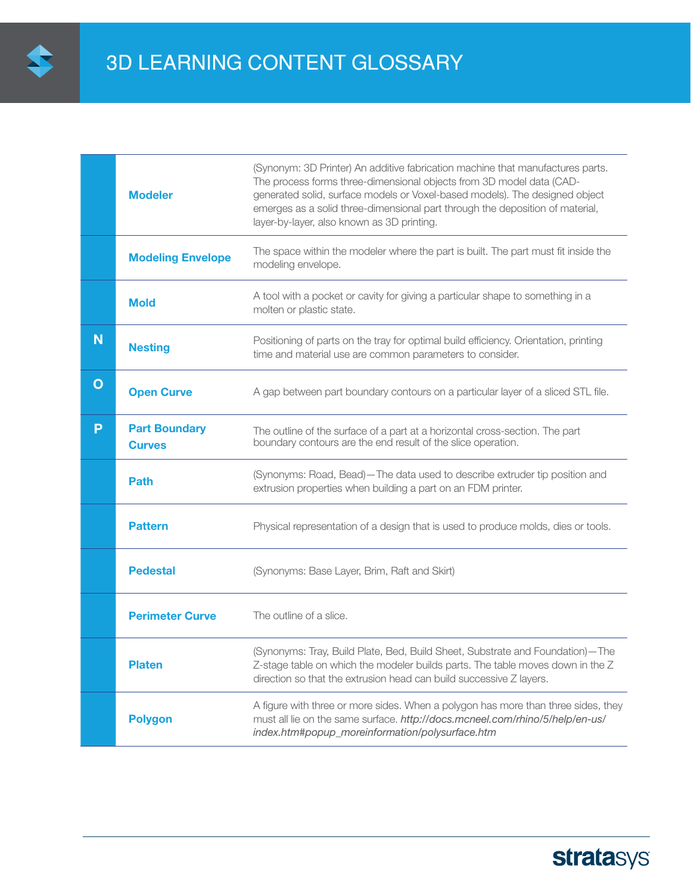# 3D LEARNING CONTENT GLOSSARY

| | Term | Definition |
|---|---|---|
| | **Modeler** | (Synonym: 3D Printer) An additive fabrication machine that manufactures parts. The process forms three-dimensional objects from 3D model data (CAD-generated solid, surface models or Voxel-based models). The designed object emerges as a solid three-dimensional part through the deposition of material, layer-by-layer, also known as 3D printing. |
| | **Modeling Envelope** | The space within the modeler where the part is built. The part must fit inside the modeling envelope. |
| | **Mold** | A tool with a pocket or cavity for giving a particular shape to something in a molten or plastic state. |
| **N** | **Nesting** | Positioning of parts on the tray for optimal build efficiency. Orientation, printing time and material use are common parameters to consider. |
| **O** | **Open Curve** | A gap between part boundary contours on a particular layer of a sliced STL file. |
| **P** | **Part Boundary Curves** | The outline of the surface of a part at a horizontal cross-section. The part boundary contours are the end result of the slice operation. |
| | **Path** | (Synonyms: Road, Bead)—The data used to describe extruder tip position and extrusion properties when building a part on an FDM printer. |
| | **Pattern** | Physical representation of a design that is used to produce molds, dies or tools. |
| | **Pedestal** | (Synonyms: Base Layer, Brim, Raft and Skirt) |
| | **Perimeter Curve** | The outline of a slice. |
| | **Platen** | (Synonyms: Tray, Build Plate, Bed, Build Sheet, Substrate and Foundation)—The Z-stage table on which the modeler builds parts. The table moves down in the Z direction so that the extrusion head can build successive Z layers. |
| | **Polygon** | A figure with three or more sides. When a polygon has more than three sides, they must all lie on the same surface. *http://docs.mcneel.com/rhino/5/help/en-us/index.htm#popup_moreinformation/polysurface.htm* |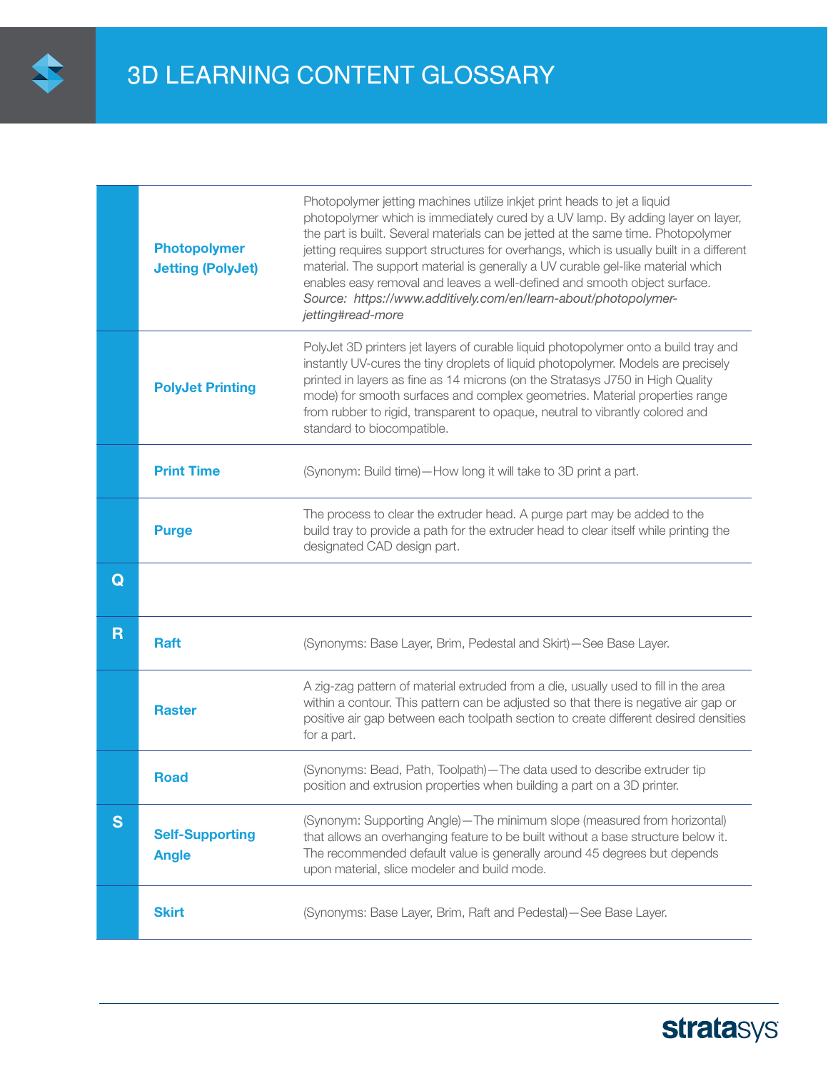# 3D LEARNING CONTENT GLOSSARY

| | Term | Definition |
|---|---|---|
| | **Photopolymer Jetting (PolyJet)** | Photopolymer jetting machines utilize inkjet print heads to jet a liquid photopolymer which is immediately cured by a UV lamp. By adding layer on layer, the part is built. Several materials can be jetted at the same time. Photopolymer jetting requires support structures for overhangs, which is usually built in a different material. The support material is generally a UV curable gel-like material which enables easy removal and leaves a well-defined and smooth object surface. *Source: https://www.additively.com/en/learn-about/photopolymer-jetting#read-more* |
| | **PolyJet Printing** | PolyJet 3D printers jet layers of curable liquid photopolymer onto a build tray and instantly UV-cures the tiny droplets of liquid photopolymer. Models are precisely printed in layers as fine as 14 microns (on the Stratasys J750 in High Quality mode) for smooth surfaces and complex geometries. Material properties range from rubber to rigid, transparent to opaque, neutral to vibrantly colored and standard to biocompatible. |
| | **Print Time** | (Synonym: Build time)—How long it will take to 3D print a part. |
| | **Purge** | The process to clear the extruder head. A purge part may be added to the build tray to provide a path for the extruder head to clear itself while printing the designated CAD design part. |
| **Q** | | |
| **R** | **Raft** | (Synonyms: Base Layer, Brim, Pedestal and Skirt)—See Base Layer. |
| | **Raster** | A zig-zag pattern of material extruded from a die, usually used to fill in the area within a contour. This pattern can be adjusted so that there is negative air gap or positive air gap between each toolpath section to create different desired densities for a part. |
| | **Road** | (Synonyms: Bead, Path, Toolpath)—The data used to describe extruder tip position and extrusion properties when building a part on a 3D printer. |
| **S** | **Self-Supporting Angle** | (Synonym: Supporting Angle)—The minimum slope (measured from horizontal) that allows an overhanging feature to be built without a base structure below it. The recommended default value is generally around 45 degrees but depends upon material, slice modeler and build mode. |
| | **Skirt** | (Synonyms: Base Layer, Brim, Raft and Pedestal)—See Base Layer. |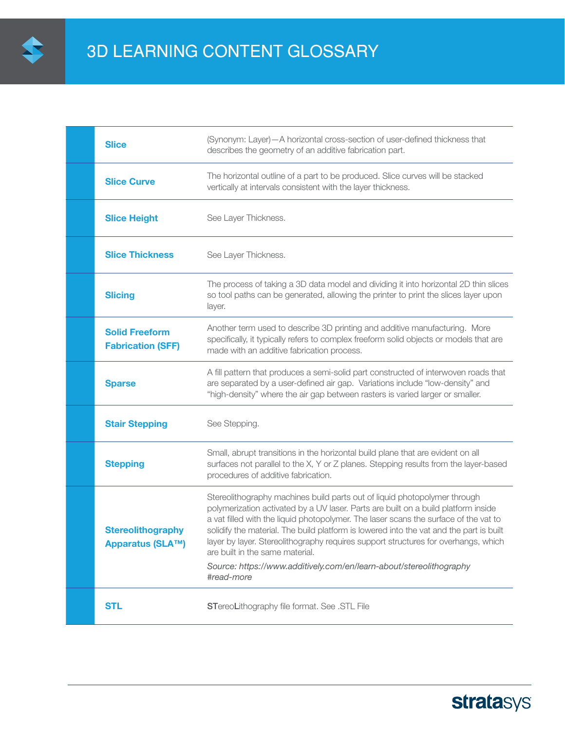# 3D LEARNING CONTENT GLOSSARY

| Term | Definition |
|---|---|
| **Slice** | (Synonym: Layer)—A horizontal cross-section of user-defined thickness that describes the geometry of an additive fabrication part. |
| **Slice Curve** | The horizontal outline of a part to be produced. Slice curves will be stacked vertically at intervals consistent with the layer thickness. |
| **Slice Height** | See Layer Thickness. |
| **Slice Thickness** | See Layer Thickness. |
| **Slicing** | The process of taking a 3D data model and dividing it into horizontal 2D thin slices so tool paths can be generated, allowing the printer to print the slices layer upon layer. |
| **Solid Freeform Fabrication (SFF)** | Another term used to describe 3D printing and additive manufacturing. More specifically, it typically refers to complex freeform solid objects or models that are made with an additive fabrication process. |
| **Sparse** | A fill pattern that produces a semi-solid part constructed of interwoven roads that are separated by a user-defined air gap. Variations include "low-density" and "high-density" where the air gap between rasters is varied larger or smaller. |
| **Stair Stepping** | See Stepping. |
| **Stepping** | Small, abrupt transitions in the horizontal build plane that are evident on all surfaces not parallel to the X, Y or Z planes. Stepping results from the layer-based procedures of additive fabrication. |
| **Stereolithography Apparatus (SLA™)** | Stereolithography machines build parts out of liquid photopolymer through polymerization activated by a UV laser. Parts are built on a build platform inside a vat filled with the liquid photopolymer. The laser scans the surface of the vat to solidify the material. The build platform is lowered into the vat and the part is built layer by layer. Stereolithography requires support structures for overhangs, which are built in the same material. *Source: https://www.additively.com/en/learn-about/stereolithography #read-more* |
| **STL** | **ST**ereo**L**ithography file format. See .STL File |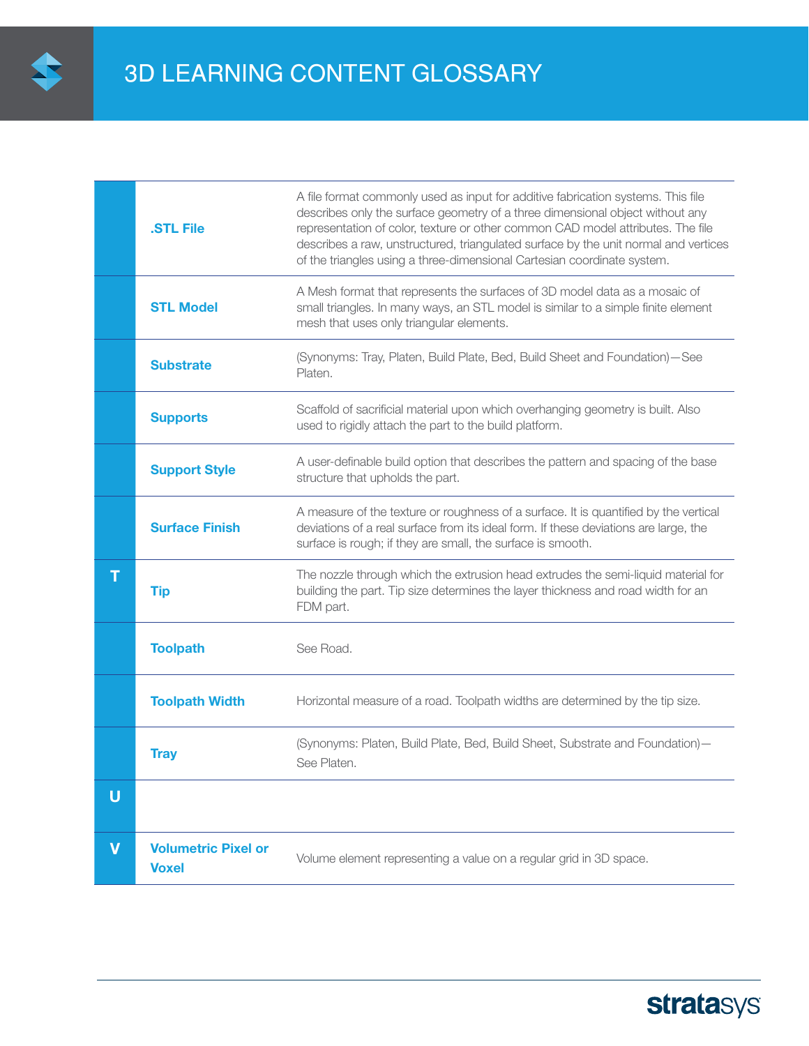# 3D LEARNING CONTENT GLOSSARY

| | Term | Definition |
|---|---|---|
| | **.STL File** | A file format commonly used as input for additive fabrication systems. This file describes only the surface geometry of a three dimensional object without any representation of color, texture or other common CAD model attributes. The file describes a raw, unstructured, triangulated surface by the unit normal and vertices of the triangles using a three-dimensional Cartesian coordinate system. |
| | **STL Model** | A Mesh format that represents the surfaces of 3D model data as a mosaic of small triangles. In many ways, an STL model is similar to a simple finite element mesh that uses only triangular elements. |
| | **Substrate** | (Synonyms: Tray, Platen, Build Plate, Bed, Build Sheet and Foundation)—See Platen. |
| | **Supports** | Scaffold of sacrificial material upon which overhanging geometry is built. Also used to rigidly attach the part to the build platform. |
| | **Support Style** | A user-definable build option that describes the pattern and spacing of the base structure that upholds the part. |
| | **Surface Finish** | A measure of the texture or roughness of a surface. It is quantified by the vertical deviations of a real surface from its ideal form. If these deviations are large, the surface is rough; if they are small, the surface is smooth. |
| **T** | **Tip** | The nozzle through which the extrusion head extrudes the semi-liquid material for building the part. Tip size determines the layer thickness and road width for an FDM part. |
| | **Toolpath** | See Road. |
| | **Toolpath Width** | Horizontal measure of a road. Toolpath widths are determined by the tip size. |
| | **Tray** | (Synonyms: Platen, Build Plate, Bed, Build Sheet, Substrate and Foundation)—See Platen. |
| **U** | | |
| **V** | **Volumetric Pixel or Voxel** | Volume element representing a value on a regular grid in 3D space. |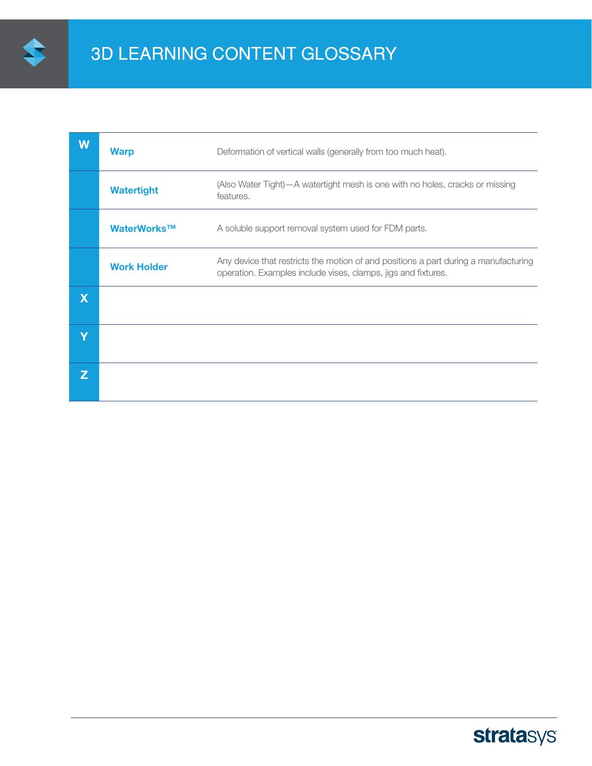# 3D LEARNING CONTENT GLOSSARY

| | Term | Definition |
|---|---|---|
| W | **Warp** | Deformation of vertical walls (generally from too much heat). |
| | **Watertight** | (Also Water Tight)—A watertight mesh is one with no holes, cracks or missing features. |
| | **WaterWorks™** | A soluble support removal system used for FDM parts. |
| | **Work Holder** | Any device that restricts the motion of and positions a part during a manufacturing operation. Examples include vises, clamps, jigs and fixtures. |
| X | | |
| Y | | |
| Z | | |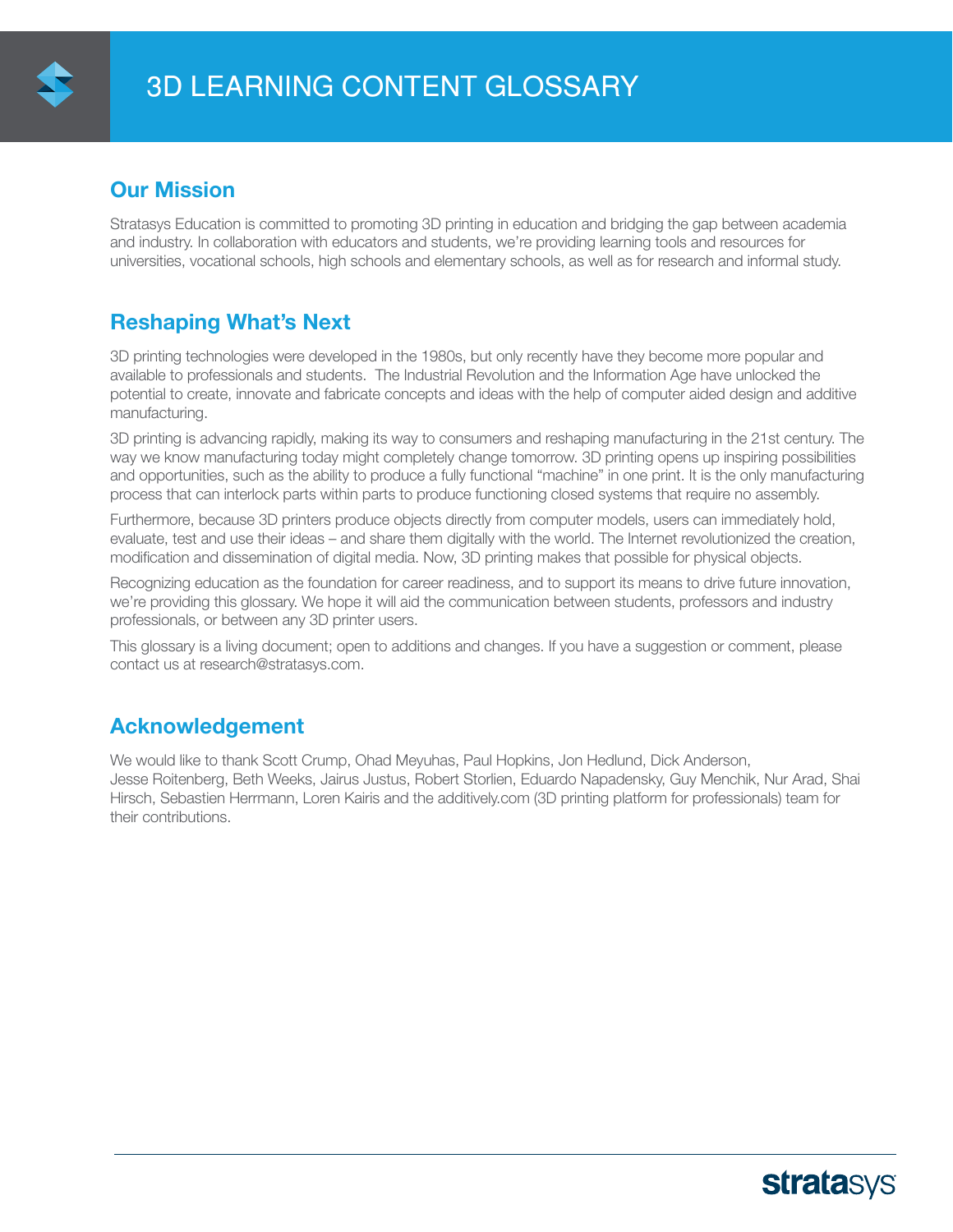# 3D LEARNING CONTENT GLOSSARY

## Our Mission

Stratasys Education is committed to promoting 3D printing in education and bridging the gap between academia and industry. In collaboration with educators and students, we're providing learning tools and resources for universities, vocational schools, high schools and elementary schools, as well as for research and informal study.

## Reshaping What's Next

3D printing technologies were developed in the 1980s, but only recently have they become more popular and available to professionals and students. The Industrial Revolution and the Information Age have unlocked the potential to create, innovate and fabricate concepts and ideas with the help of computer aided design and additive manufacturing.

3D printing is advancing rapidly, making its way to consumers and reshaping manufacturing in the 21st century. The way we know manufacturing today might completely change tomorrow. 3D printing opens up inspiring possibilities and opportunities, such as the ability to produce a fully functional "machine" in one print. It is the only manufacturing process that can interlock parts within parts to produce functioning closed systems that require no assembly.

Furthermore, because 3D printers produce objects directly from computer models, users can immediately hold, evaluate, test and use their ideas – and share them digitally with the world. The Internet revolutionized the creation, modification and dissemination of digital media. Now, 3D printing makes that possible for physical objects.

Recognizing education as the foundation for career readiness, and to support its means to drive future innovation, we're providing this glossary. We hope it will aid the communication between students, professors and industry professionals, or between any 3D printer users.

This glossary is a living document; open to additions and changes. If you have a suggestion or comment, please contact us at research@stratasys.com.

## Acknowledgement

We would like to thank Scott Crump, Ohad Meyuhas, Paul Hopkins, Jon Hedlund, Dick Anderson, Jesse Roitenberg, Beth Weeks, Jairus Justus, Robert Storlien, Eduardo Napadensky, Guy Menchik, Nur Arad, Shai Hirsch, Sebastien Herrmann, Loren Kairis and the additively.com (3D printing platform for professionals) team for their contributions.